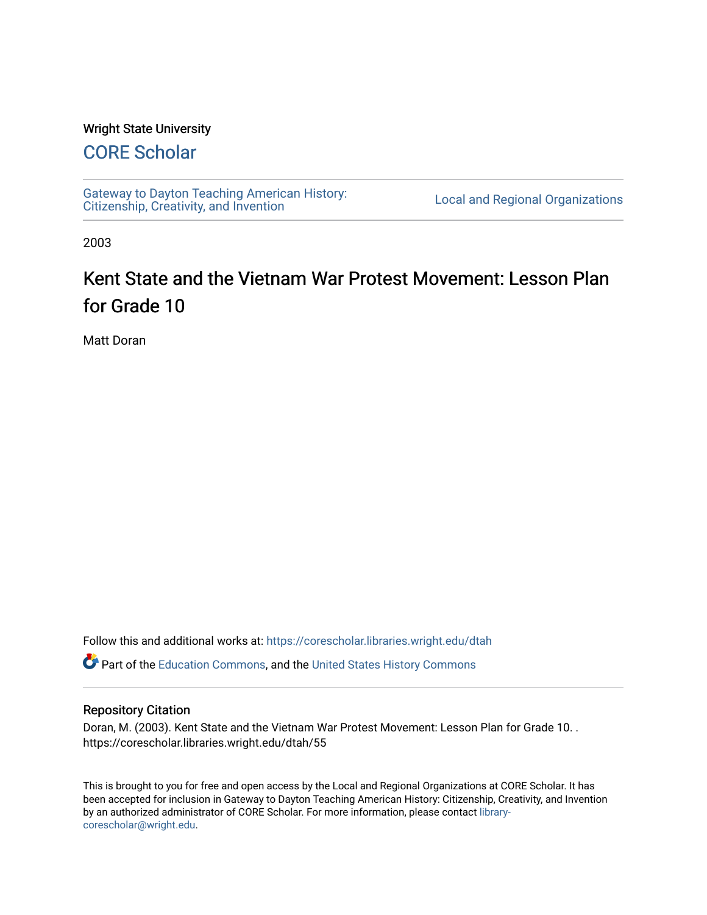Wright State University

# CORE Scholar

Gateway to Dayton Teaching American History: Citizenship, Creativity, and Invention | Local and Regional Organizations

2003

# Kent State and the Vietnam War Protest Movement: Lesson Plan for Grade 10

Matt Doran

Follow this and additional works at: https://corescholar.libraries.wright.edu/dtah

Part of the Education Commons, and the United States History Commons

## Repository Citation

Doran, M. (2003). Kent State and the Vietnam War Protest Movement: Lesson Plan for Grade 10. . https://corescholar.libraries.wright.edu/dtah/55

This is brought to you for free and open access by the Local and Regional Organizations at CORE Scholar. It has been accepted for inclusion in Gateway to Dayton Teaching American History: Citizenship, Creativity, and Invention by an authorized administrator of CORE Scholar. For more information, please contact library-corescholar@wright.edu.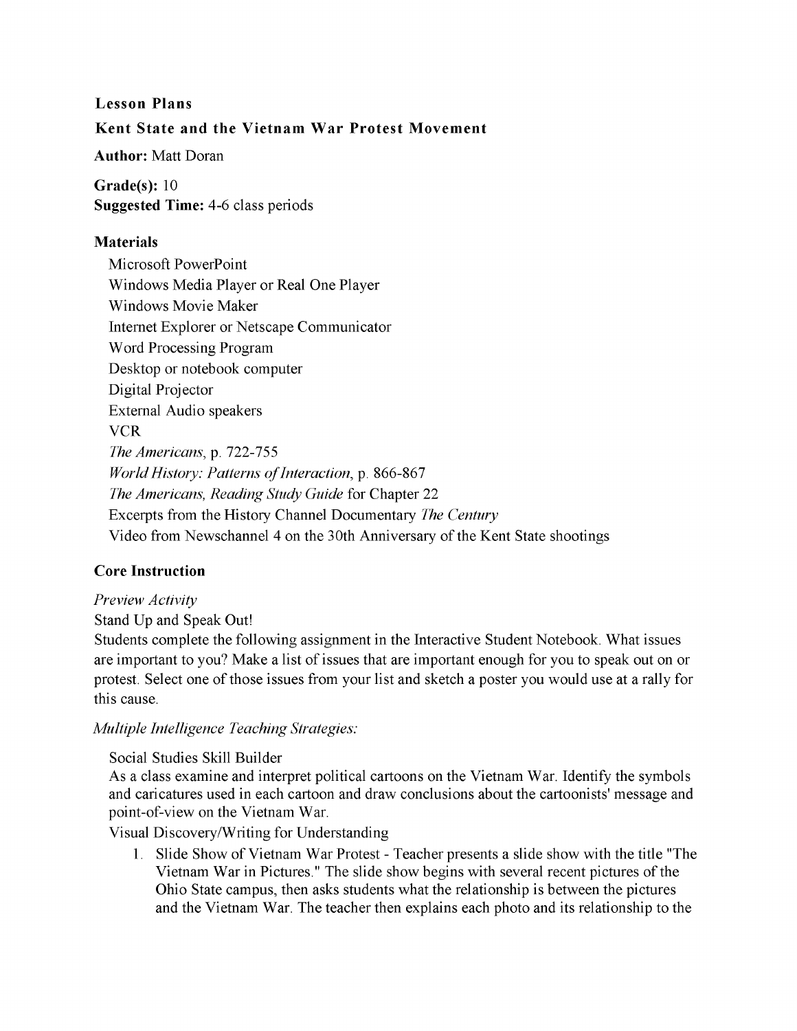**Lesson Plans**

**Kent State and the Vietnam War Protest Movement**

**Author:** Matt Doran

**Grade(s):** 10
**Suggested Time:** 4-6 class periods

**Materials**

Microsoft PowerPoint
Windows Media Player or Real One Player
Windows Movie Maker
Internet Explorer or Netscape Communicator
Word Processing Program
Desktop or notebook computer
Digital Projector
External Audio speakers
VCR
*The Americans*, p. 722-755
*World History: Patterns of Interaction*, p. 866-867
*The Americans, Reading Study Guide* for Chapter 22
Excerpts from the History Channel Documentary *The Century*
Video from Newschannel 4 on the 30th Anniversary of the Kent State shootings

**Core Instruction**

*Preview Activity*

Stand Up and Speak Out!
Students complete the following assignment in the Interactive Student Notebook. What issues are important to you? Make a list of issues that are important enough for you to speak out on or protest. Select one of those issues from your list and sketch a poster you would use at a rally for this cause.

*Multiple Intelligence Teaching Strategies:*

Social Studies Skill Builder
As a class examine and interpret political cartoons on the Vietnam War. Identify the symbols and caricatures used in each cartoon and draw conclusions about the cartoonists' message and point-of-view on the Vietnam War.
Visual Discovery/Writing for Understanding

1. Slide Show of Vietnam War Protest - Teacher presents a slide show with the title "The Vietnam War in Pictures." The slide show begins with several recent pictures of the Ohio State campus, then asks students what the relationship is between the pictures and the Vietnam War. The teacher then explains each photo and its relationship to the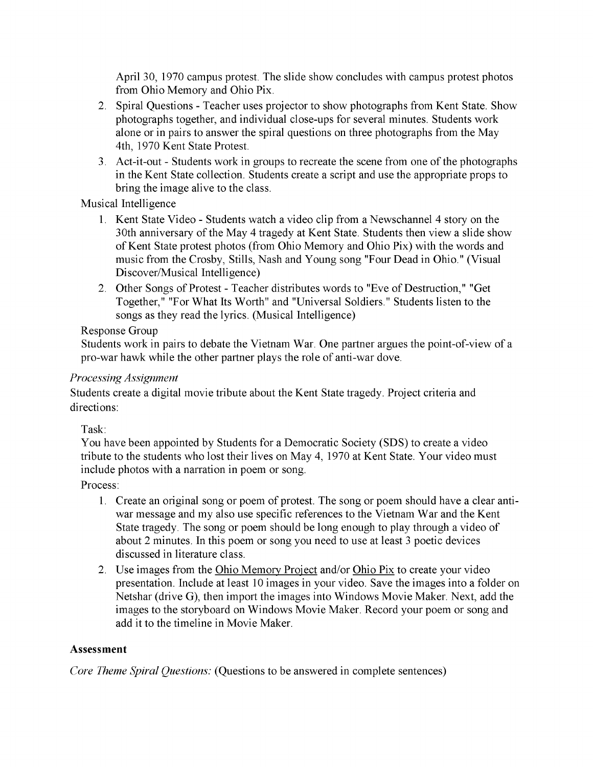April 30, 1970 campus protest. The slide show concludes with campus protest photos from Ohio Memory and Ohio Pix.

2. Spiral Questions - Teacher uses projector to show photographs from Kent State. Show photographs together, and individual close-ups for several minutes. Students work alone or in pairs to answer the spiral questions on three photographs from the May 4th, 1970 Kent State Protest.
3. Act-it-out - Students work in groups to recreate the scene from one of the photographs in the Kent State collection. Students create a script and use the appropriate props to bring the image alive to the class.

Musical Intelligence

1. Kent State Video - Students watch a video clip from a Newschannel 4 story on the 30th anniversary of the May 4 tragedy at Kent State. Students then view a slide show of Kent State protest photos (from Ohio Memory and Ohio Pix) with the words and music from the Crosby, Stills, Nash and Young song "Four Dead in Ohio." (Visual Discover/Musical Intelligence)
2. Other Songs of Protest - Teacher distributes words to "Eve of Destruction," "Get Together," "For What Its Worth" and "Universal Soldiers." Students listen to the songs as they read the lyrics. (Musical Intelligence)

Response Group

Students work in pairs to debate the Vietnam War. One partner argues the point-of-view of a pro-war hawk while the other partner plays the role of anti-war dove.

*Processing Assignment*

Students create a digital movie tribute about the Kent State tragedy. Project criteria and directions:

Task:

You have been appointed by Students for a Democratic Society (SDS) to create a video tribute to the students who lost their lives on May 4, 1970 at Kent State. Your video must include photos with a narration in poem or song.

Process:

1. Create an original song or poem of protest. The song or poem should have a clear anti-war message and my also use specific references to the Vietnam War and the Kent State tragedy. The song or poem should be long enough to play through a video of about 2 minutes. In this poem or song you need to use at least 3 poetic devices discussed in literature class.
2. Use images from the Ohio Memory Project and/or Ohio Pix to create your video presentation. Include at least 10 images in your video. Save the images into a folder on Netshar (drive G), then import the images into Windows Movie Maker. Next, add the images to the storyboard on Windows Movie Maker. Record your poem or song and add it to the timeline in Movie Maker.

**Assessment**

*Core Theme Spiral Questions:* (Questions to be answered in complete sentences)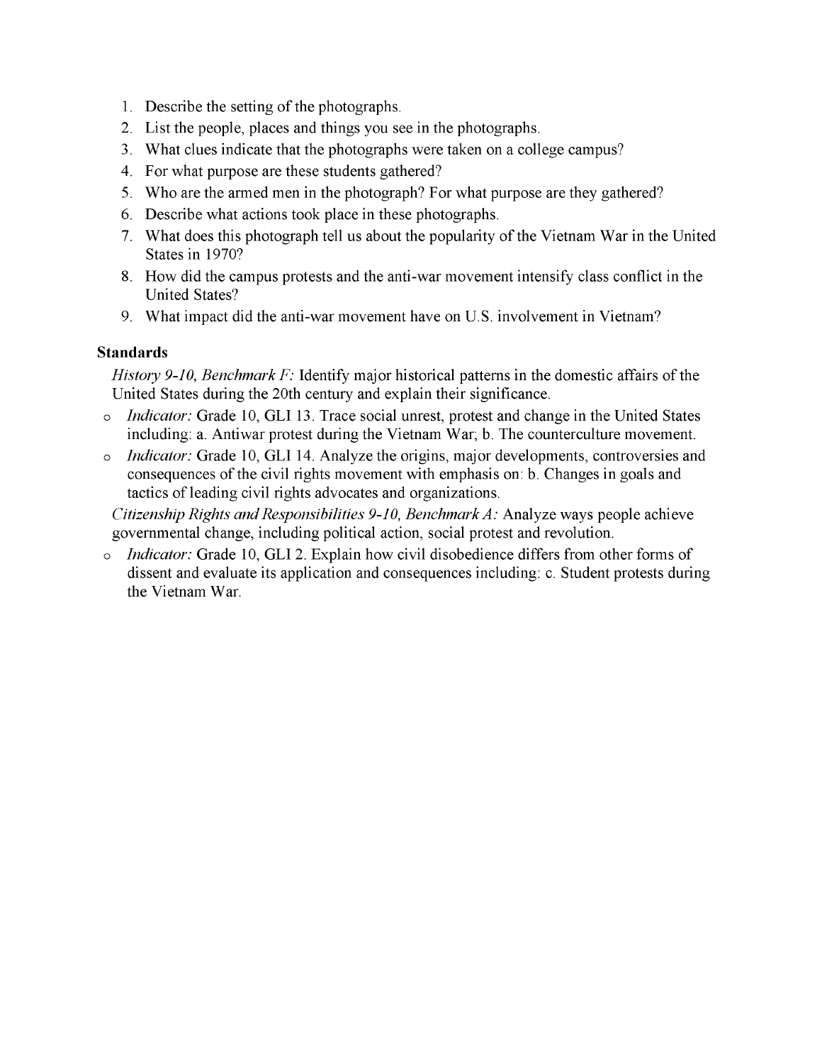1. Describe the setting of the photographs.
2. List the people, places and things you see in the photographs.
3. What clues indicate that the photographs were taken on a college campus?
4. For what purpose are these students gathered?
5. Who are the armed men in the photograph? For what purpose are they gathered?
6. Describe what actions took place in these photographs.
7. What does this photograph tell us about the popularity of the Vietnam War in the United States in 1970?
8. How did the campus protests and the anti-war movement intensify class conflict in the United States?
9. What impact did the anti-war movement have on U.S. involvement in Vietnam?

### Standards

*History 9-10, Benchmark F:* Identify major historical patterns in the domestic affairs of the United States during the 20th century and explain their significance.

- *Indicator:* Grade 10, GLI 13. Trace social unrest, protest and change in the United States including: a. Antiwar protest during the Vietnam War; b. The counterculture movement.
- *Indicator:* Grade 10, GLI 14. Analyze the origins, major developments, controversies and consequences of the civil rights movement with emphasis on: b. Changes in goals and tactics of leading civil rights advocates and organizations.

*Citizenship Rights and Responsibilities 9-10, Benchmark A:* Analyze ways people achieve governmental change, including political action, social protest and revolution.

- *Indicator:* Grade 10, GLI 2. Explain how civil disobedience differs from other forms of dissent and evaluate its application and consequences including: c. Student protests during the Vietnam War.